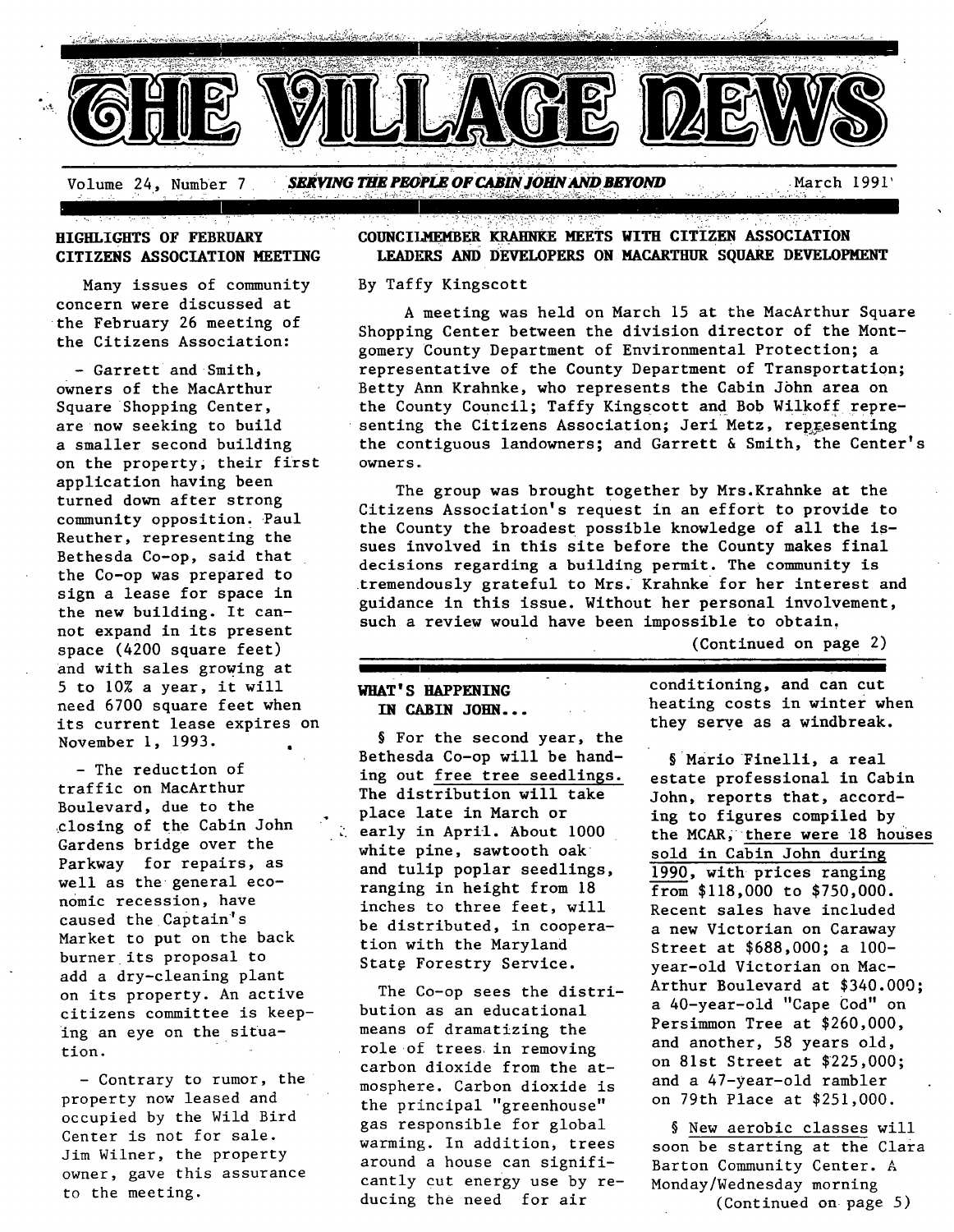# THE VILLAGE NEWS

Volume 24, Number 7 — *SERVING THE PEOPLE OF CABIN JOHN AND BEYOND* — March 1991

## HIGHLIGHTS OF FEBRUARY CITIZENS ASSOCIATION MEETING

Many issues of community concern were discussed at the February 26 meeting of the Citizens Association:

- Garrett and Smith, owners of the MacArthur Square Shopping Center, are now seeking to build a smaller second building on the property, their first application having been turned down after strong community opposition. Paul Reuther, representing the Bethesda Co-op, said that the Co-op was prepared to sign a lease for space in the new building. It cannot expand in its present space (4200 square feet) and with sales growing at 5 to 10% a year, it will need 6700 square feet when its current lease expires on November 1, 1993.

- The reduction of traffic on MacArthur Boulevard, due to the closing of the Cabin John Gardens bridge over the Parkway for repairs, as well as the general economic recession, have caused the Captain's Market to put on the back burner its proposal to add a dry-cleaning plant on its property. An active citizens committee is keeping an eye on the situation.

- Contrary to rumor, the property now leased and occupied by the Wild Bird Center is not for sale. Jim Wilner, the property owner, gave this assurance to the meeting.

## COUNCILMEMBER KRAHNKE MEETS WITH CITIZEN ASSOCIATION LEADERS AND DEVELOPERS ON MACARTHUR SQUARE DEVELOPMENT

By Taffy Kingscott

A meeting was held on March 15 at the MacArthur Square Shopping Center between the division director of the Montgomery County Department of Environmental Protection; a representative of the County Department of Transportation; Betty Ann Krahnke, who represents the Cabin John area on the County Council; Taffy Kingscott and Bob Wilkoff representing the Citizens Association; Jeri Metz, representing the contiguous landowners; and Garrett & Smith, the Center's owners.

The group was brought together by Mrs.Krahnke at the Citizens Association's request in an effort to provide to the County the broadest possible knowledge of all the issues involved in this site before the County makes final decisions regarding a building permit. The community is tremendously grateful to Mrs. Krahnke for her interest and guidance in this issue. Without her personal involvement, such a review would have been impossible to obtain.

(Continued on page 2)

## WHAT'S HAPPENING IN CABIN JOHN...

§ For the second year, the Bethesda Co-op will be handing out free tree seedlings. The distribution will take place late in March or early in April. About 1000 white pine, sawtooth oak and tulip poplar seedlings, ranging in height from 18 inches to three feet, will be distributed, in cooperation with the Maryland State Forestry Service.

The Co-op sees the distribution as an educational means of dramatizing the role of trees in removing carbon dioxide from the atmosphere. Carbon dioxide is the principal "greenhouse" gas responsible for global warming. In addition, trees around a house can significantly cut energy use by reducing the need for air conditioning, and can cut heating costs in winter when they serve as a windbreak.

§ Mario Finelli, a real estate professional in Cabin John, reports that, according to figures compiled by the MCAR, there were 18 houses sold in Cabin John during 1990, with prices ranging from $118,000 to $750,000. Recent sales have included a new Victorian on Caraway Street at $688,000; a 100-year-old Victorian on MacArthur Boulevard at $340.000; a 40-year-old "Cape Cod" on Persimmon Tree at $260,000, and another, 58 years old, on 81st Street at $225,000; and a 47-year-old rambler on 79th Place at $251,000.

§ New aerobic classes will soon be starting at the Clara Barton Community Center. A Monday/Wednesday morning

(Continued on page 5)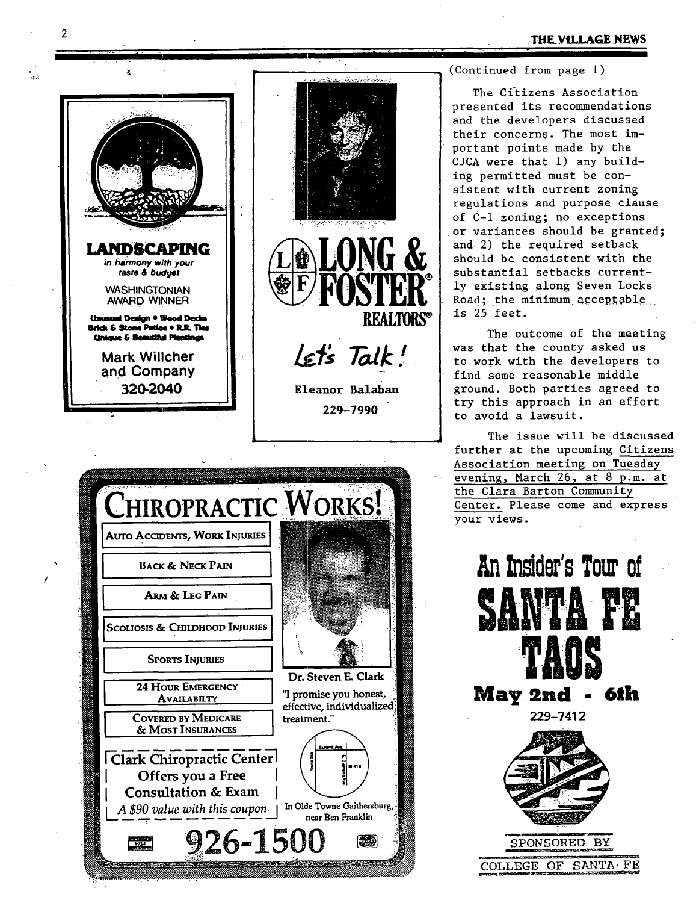(Continued from page 1)

The Citizens Association presented its recommendations and the developers discussed their concerns. The most important points made by the CJCA were that 1) any building permitted must be consistent with current zoning regulations and purpose clause of C-1 zoning; no exceptions or variances should be granted; and 2) the required setback should be consistent with the substantial setbacks currently existing along Seven Locks Road; the minimum acceptable is 25 feet.

The outcome of the meeting was that the county asked us to work with the developers to find some reasonable middle ground. Both parties agreed to try this approach in an effort to avoid a lawsuit.

The issue will be discussed further at the upcoming Citizens Association meeting on Tuesday evening, March 26, at 8 p.m. at the Clara Barton Community Center. Please come and express your views.

---

**LANDSCAPING**
*in harmony with your taste & budget*

WASHINGTONIAN AWARD WINNER

Unusual Design • Wood Decks
Brick & Stone Patios • R.R. Ties
Unique & Beautiful Plantings

Mark Willcher and Company
320-2040

---

**LONG & FOSTER REALTORS®**

*Let's Talk!*

Eleanor Balaban
229-7990

---

# CHIROPRACTIC WORKS!

- AUTO ACCIDENTS, WORK INJURIES
- BACK & NECK PAIN
- ARM & LEG PAIN
- SCOLIOSIS & CHILDHOOD INJURIES
- SPORTS INJURIES
- 24 HOUR EMERGENCY AVAILABILTY
- COVERED BY MEDICARE & MOST INSURANCES

Dr. Steven E. Clark

"I promise you honest, effective, individualized treatment."

Clark Chiropractic Center Offers you a Free Consultation & Exam
*A $90 value with this coupon*

In Olde Towne Gaithersburg, near Ben Franklin

**926-1500**

---

**An Insider's Tour of SANTA FE TAOS**

**May 2nd - 6th**

229-7412

SPONSORED BY
COLLEGE OF SANTA FE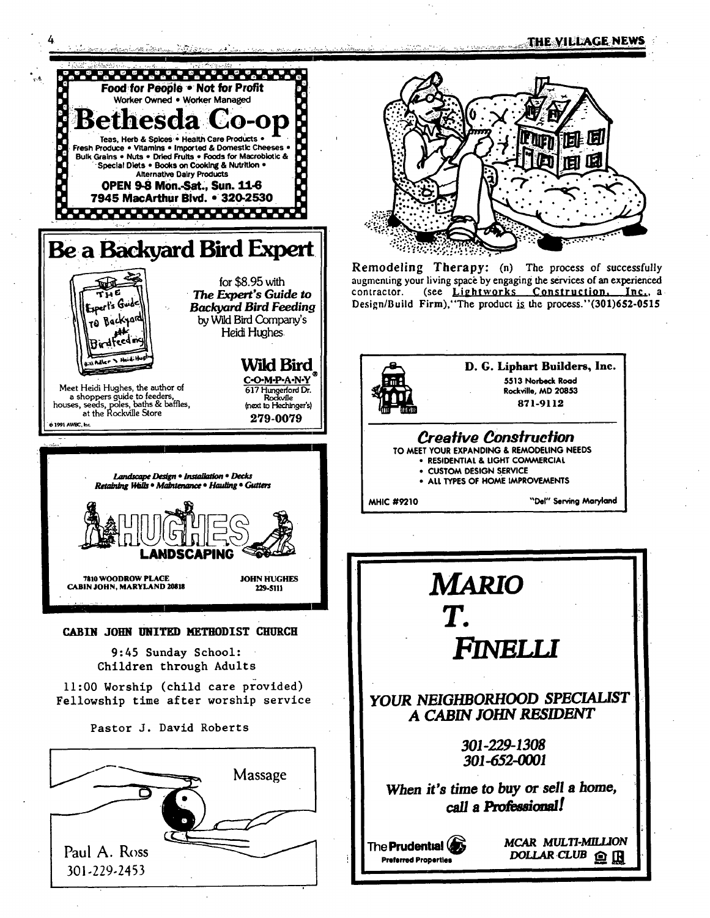**Food for People • Not for Profit**
Worker Owned • Worker Managed

# Bethesda Co-op

Teas, Herb & Spices • Health Care Products • Fresh Produce • Vitamins • Imported & Domestic Cheeses • Bulk Grains • Nuts • Dried Fruits • Foods for Macrobiotic & Special Diets • Books on Cooking & Nutrition • Alternative Dairy Products

**OPEN 9-8 Mon.-Sat., Sun. 11-6**
**7945 MacArthur Blvd. • 320-2530**

# Be a Backyard Bird Expert

for $8.95 with *The Expert's Guide to Backyard Bird Feeding* by Wild Bird Company's Heidi Hughes.

Meet Heidi Hughes, the author of a shoppers guide to feeders, houses, seeds, poles, baths & baffles, at the Rockville Store

**Wild Bird COMPANY®**
617 Hungerford Dr.
Rockville
(next to Hechinger's)
279-0079

© 1991 AWBC, Inc.

*Landscape Design • Installation • Decks*
*Retaining Walls • Maintenance • Hauling • Gutters*

**HUGHES LANDSCAPING**

7810 WOODROW PLACE
CABIN JOHN, MARYLAND 20818

JOHN HUGHES
229-5111

**CABIN JOHN UNITED METHODIST CHURCH**

9:45 Sunday School:
Children through Adults

11:00 Worship (child care provided)
Fellowship time after worship service

Pastor J. David Roberts

Massage

Paul A. Ross
301-229-2453

**Remodeling Therapy:** (n) The process of successfully augmenting your living space by engaging the services of an experienced contractor. (see Lightworks Construction, Inc., a Design/Build Firm),"The product is the process."(301)652-0515

**D. G. Liphart Builders, Inc.**
5513 Norbeck Road
Rockville, MD 20853
871-9112

***Creative Construction***

TO MEET YOUR EXPANDING & REMODELING NEEDS
- RESIDENTIAL & LIGHT COMMERCIAL
- CUSTOM DESIGN SERVICE
- ALL TYPES OF HOME IMPROVEMENTS

MHIC #9210 — "Del" Serving Maryland

# *MARIO T. FINELLI*

***YOUR NEIGHBORHOOD SPECIALIST***
***A CABIN JOHN RESIDENT***

***301-229-1308***
***301-652-0001***

***When it's time to buy or sell a home, call a Professional!***

The Prudential
Preferred Properties

*MCAR MULTI-MILLION DOLLAR CLUB*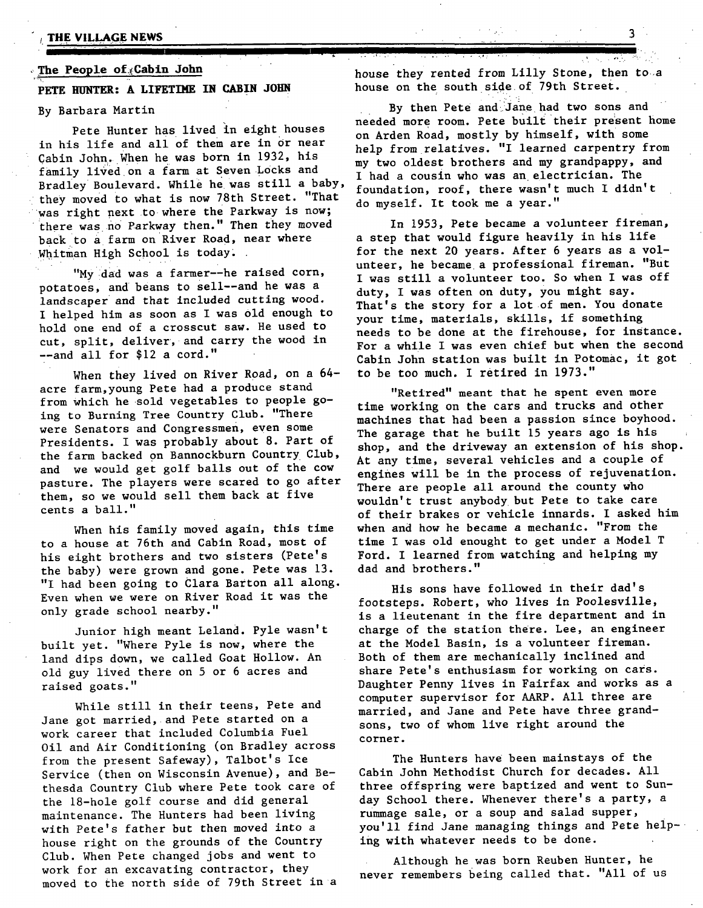## The People of Cabin John

### PETE HUNTER: A LIFETIME IN CABIN JOHN

By Barbara Martin

Pete Hunter has lived in eight houses in his life and all of them are in or near Cabin John. When he was born in 1932, his family lived on a farm at Seven Locks and Bradley Boulevard. While he was still a baby, they moved to what is now 78th Street. "That was right next to where the Parkway is now; there was no Parkway then." Then they moved back to a farm on River Road, near where Whitman High School is today.

"My dad was a farmer--he raised corn, potatoes, and beans to sell--and he was a landscaper and that included cutting wood. I helped him as soon as I was old enough to hold one end of a crosscut saw. He used to cut, split, deliver, and carry the wood in --and all for $12 a cord."

When they lived on River Road, on a 64-acre farm,young Pete had a produce stand from which he sold vegetables to people going to Burning Tree Country Club. "There were Senators and Congressmen, even some Presidents. I was probably about 8. Part of the farm backed on Bannockburn Country Club, and we would get golf balls out of the cow pasture. The players were scared to go after them, so we would sell them back at five cents a ball."

When his family moved again, this time to a house at 76th and Cabin Road, most of his eight brothers and two sisters (Pete's the baby) were grown and gone. Pete was 13. "I had been going to Clara Barton all along. Even when we were on River Road it was the only grade school nearby."

Junior high meant Leland. Pyle wasn't built yet. "Where Pyle is now, where the land dips down, we called Goat Hollow. An old guy lived there on 5 or 6 acres and raised goats."

While still in their teens, Pete and Jane got married, and Pete started on a work career that included Columbia Fuel Oil and Air Conditioning (on Bradley across from the present Safeway), Talbot's Ice Service (then on Wisconsin Avenue), and Bethesda Country Club where Pete took care of the 18-hole golf course and did general maintenance. The Hunters had been living with Pete's father but then moved into a house right on the grounds of the Country Club. When Pete changed jobs and went to work for an excavating contractor, they moved to the north side of 79th Street in a house they rented from Lilly Stone, then to a house on the south side of 79th Street.

By then Pete and Jane had two sons and needed more room. Pete built their present home on Arden Road, mostly by himself, with some help from relatives. "I learned carpentry from my two oldest brothers and my grandpappy, and I had a cousin who was an electrician. The foundation, roof, there wasn't much I didn't do myself. It took me a year."

In 1953, Pete became a volunteer fireman, a step that would figure heavily in his life for the next 20 years. After 6 years as a volunteer, he became a professional fireman. "But I was still a volunteer too. So when I was off duty, I was often on duty, you might say. That's the story for a lot of men. You donate your time, materials, skills, if something needs to be done at the firehouse, for instance. For a while I was even chief but when the second Cabin John station was built in Potomac, it got to be too much. I retired in 1973."

"Retired" meant that he spent even more time working on the cars and trucks and other machines that had been a passion since boyhood. The garage that he built 15 years ago is his shop, and the driveway an extension of his shop. At any time, several vehicles and a couple of engines will be in the process of rejuvenation. There are people all around the county who wouldn't trust anybody but Pete to take care of their brakes or vehicle innards. I asked him when and how he became a mechanic. "From the time I was old enought to get under a Model T Ford. I learned from watching and helping my dad and brothers."

His sons have followed in their dad's footsteps. Robert, who lives in Poolesville, is a lieutenant in the fire department and in charge of the station there. Lee, an engineer at the Model Basin, is a volunteer fireman. Both of them are mechanically inclined and share Pete's enthusiasm for working on cars. Daughter Penny lives in Fairfax and works as a computer supervisor for AARP. All three are married, and Jane and Pete have three grandsons, two of whom live right around the corner.

The Hunters have been mainstays of the Cabin John Methodist Church for decades. All three offspring were baptized and went to Sunday School there. Whenever there's a party, a rummage sale, or a soup and salad supper, you'll find Jane managing things and Pete helping with whatever needs to be done.

Although he was born Reuben Hunter, he never remembers being called that. "All of us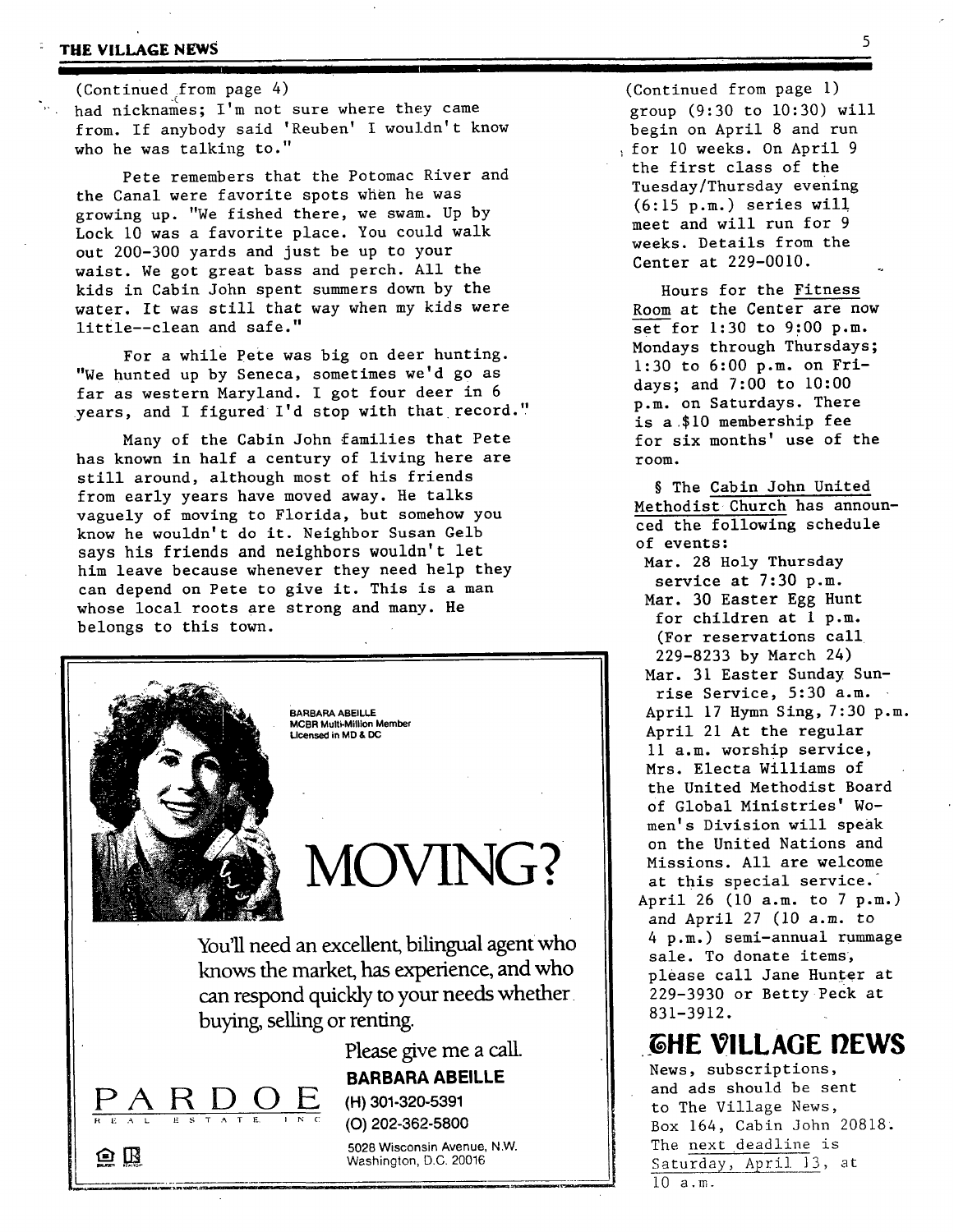(Continued from page 4)
had nicknames; I'm not sure where they came from. If anybody said 'Reuben' I wouldn't know who he was talking to."

Pete remembers that the Potomac River and the Canal were favorite spots when he was growing up. "We fished there, we swam. Up by Lock 10 was a favorite place. You could walk out 200-300 yards and just be up to your waist. We got great bass and perch. All the kids in Cabin John spent summers down by the water. It was still that way when my kids were little--clean and safe."

For a while Pete was big on deer hunting. "We hunted up by Seneca, sometimes we'd go as far as western Maryland. I got four deer in 6 years, and I figured I'd stop with that record."

Many of the Cabin John families that Pete has known in half a century of living here are still around, although most of his friends from early years have moved away. He talks vaguely of moving to Florida, but somehow you know he wouldn't do it. Neighbor Susan Gelb says his friends and neighbors wouldn't let him leave because whenever they need help they can depend on Pete to give it. This is a man whose local roots are strong and many. He belongs to this town.

---

BARBARA ABEILLE
MCBR Multi-Million Member
Licensed in MD & DC

# MOVING?

You'll need an excellent, bilingual agent who knows the market, has experience, and who can respond quickly to your needs whether buying, selling or renting.

Please give me a call.

**BARBARA ABEILLE**
(H) 301-320-5391
(O) 202-362-5800
5028 Wisconsin Avenue, N.W.
Washington, D.C. 20016

PARDOE REAL ESTATE INC

---

(Continued from page 1)
group (9:30 to 10:30) will begin on April 8 and run for 10 weeks. On April 9 the first class of the Tuesday/Thursday evening (6:15 p.m.) series will meet and will run for 9 weeks. Details from the Center at 229-0010.

Hours for the Fitness Room at the Center are now set for 1:30 to 9:00 p.m. Mondays through Thursdays; 1:30 to 6:00 p.m. on Fridays; and 7:00 to 10:00 p.m. on Saturdays. There is a $10 membership fee for six months' use of the room.

§ The Cabin John United Methodist Church has announced the following schedule of events:

- Mar. 28 Holy Thursday service at 7:30 p.m.
- Mar. 30 Easter Egg Hunt for children at 1 p.m. (For reservations call 229-8233 by March 24)
- Mar. 31 Easter Sunday Sunrise Service, 5:30 a.m.
- April 17 Hymn Sing, 7:30 p.m.
- April 21 At the regular 11 a.m. worship service, Mrs. Electa Williams of the United Methodist Board of Global Ministries' Women's Division will speak on the United Nations and Missions. All are welcome at this special service.
- April 26 (10 a.m. to 7 p.m.) and April 27 (10 a.m. to 4 p.m.) semi-annual rummage sale. To donate items, please call Jane Hunter at 229-3930 or Betty Peck at 831-3912.

## THE VILLAGE NEWS

News, subscriptions, and ads should be sent to The Village News, Box 164, Cabin John 20818. The next deadline is Saturday, April 13, at 10 a.m.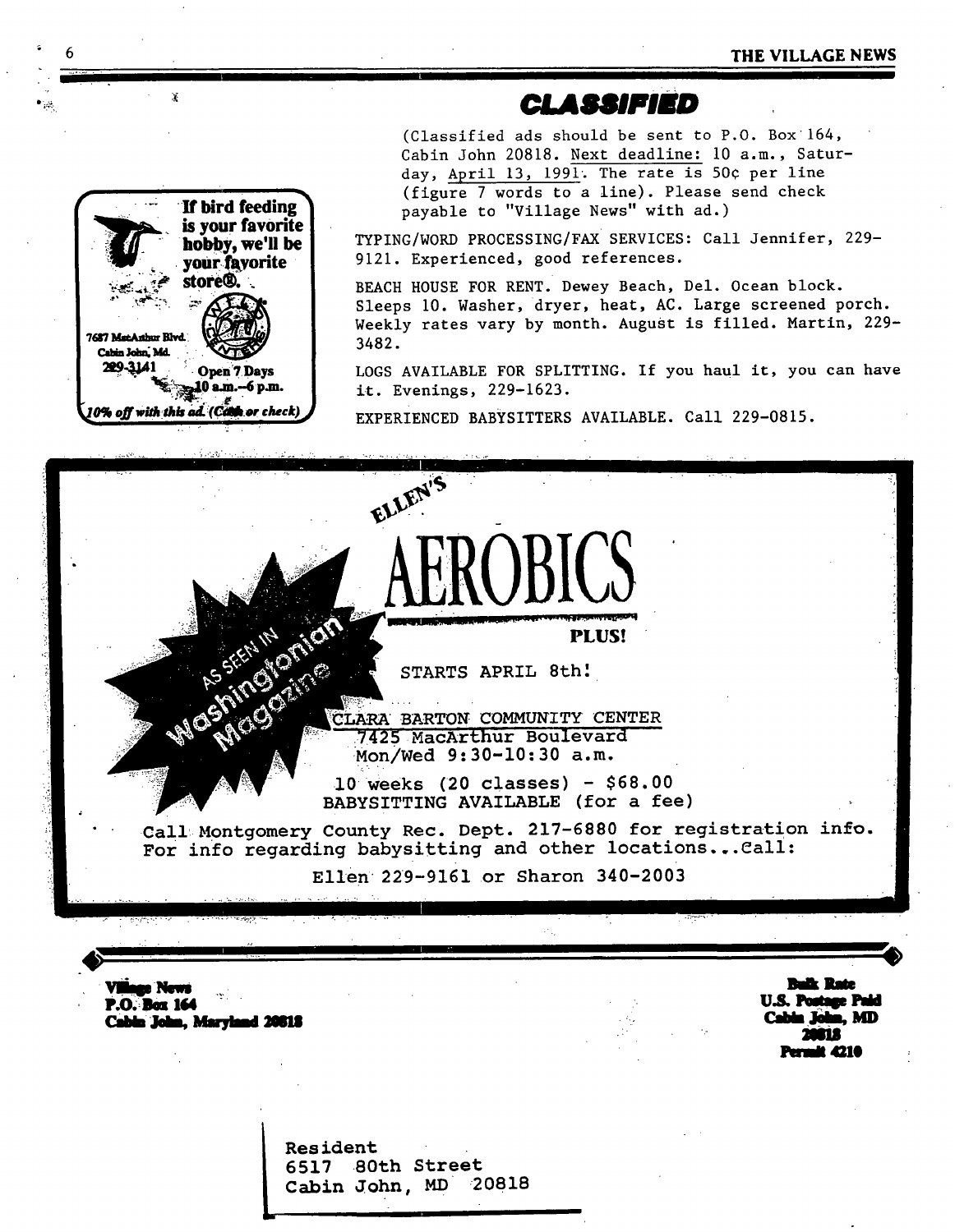## CLASSIFIED

(Classified ads should be sent to P.O. Box 164, Cabin John 20818. Next deadline: 10 a.m., Saturday, April 13, 1991. The rate is 50¢ per line (figure 7 words to a line). Please send check payable to "Village News" with ad.)

If bird feeding is your favorite hobby, we'll be your favorite store®.

7687 MacArthur Blvd.
Cabin John, Md.
229-3141

Open 7 Days
10 a.m.–6 p.m.

*10% off with this ad (Cash or check)*

TYPING/WORD PROCESSING/FAX SERVICES: Call Jennifer, 229-9121. Experienced, good references.

BEACH HOUSE FOR RENT. Dewey Beach, Del. Ocean block. Sleeps 10. Washer, dryer, heat, AC. Large screened porch. Weekly rates vary by month. August is filled. Martin, 229-3482.

LOGS AVAILABLE FOR SPLITTING. If you haul it, you can have it. Evenings, 229-1623.

EXPERIENCED BABYSITTERS AVAILABLE. Call 229-0815.

---

AS SEEN IN Washingtonian Magazine

ELLEN'S

# AEROBICS

**PLUS!**

STARTS APRIL 8th!

CLARA BARTON COMMUNITY CENTER
7425 MacArthur Boulevard
Mon/Wed 9:30-10:30 a.m.

10 weeks (20 classes) - $68.00
BABYSITTING AVAILABLE (for a fee)

Call Montgomery County Rec. Dept. 217-6880 for registration info.
For info regarding babysitting and other locations...Call:

Ellen 229-9161 or Sharon 340-2003

---

**Village News**
**P.O. Box 164**
**Cabin John, Maryland 20818**

**Bulk Rate**
**U.S. Postage Paid**
**Cabin John, MD**
**20818**
**Permit 4210**

Resident
6517 80th Street
Cabin John, MD 20818